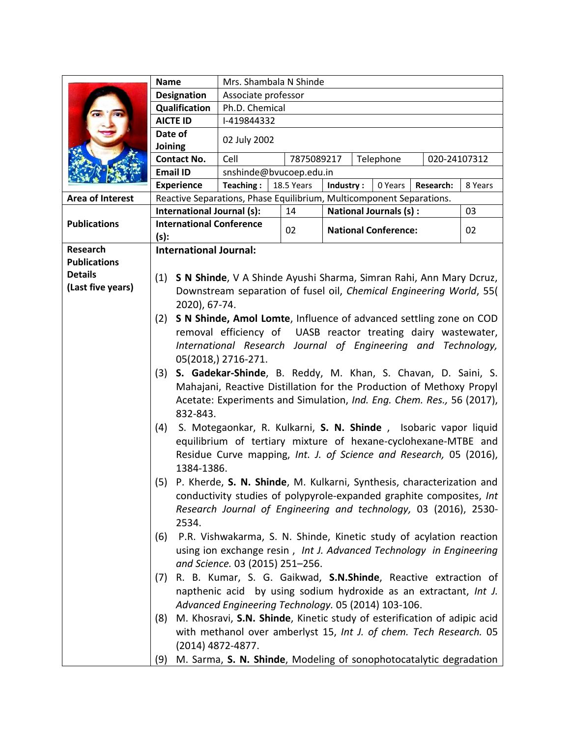| | | | | | | | |
|---|---|---|---|---|---|---|---|
| **Name** | Mrs. Shambala N Shinde | | | | | | |
| **Designation** | Associate professor | | | | | | |
| **Qualification** | Ph.D. Chemical | | | | | | |
| **AICTE ID** | I-419844332 | | | | | | |
| **Date of Joining** | 02 July 2002 | | | | | | |
| **Contact No.** | Cell | 7875089217 | | Telephone | | 020-24107312 | |
| **Email ID** | snshinde@bvucoep.edu.in | | | | | | |
| **Experience** | **Teaching :** | 18.5 Years | **Industry :** | 0 Years | **Research:** | 8 Years | |

| | | | | |
|---|---|---|---|---|
| **Area of Interest** | Reactive Separations, Phase Equilibrium, Multicomponent Separations. | | | |
| **Publications** | **International Journal (s):** | 14 | **National Journals (s) :** | 03 |
| | **International Conference (s):** | 02 | **National Conference:** | 02 |

**Research Publications Details (Last five years)**

**International Journal:**

(1) **S N Shinde**, V A Shinde Ayushi Sharma, Simran Rahi, Ann Mary Dcruz, Downstream separation of fusel oil, *Chemical Engineering World*, 55( 2020), 67-74.

(2) **S N Shinde, Amol Lomte**, Influence of advanced settling zone on COD removal efficiency of UASB reactor treating dairy wastewater, *International Research Journal of Engineering and Technology,* 05(2018,) 2716-271.

(3) **S. Gadekar-Shinde**, B. Reddy, M. Khan, S. Chavan, D. Saini, S. Mahajani, Reactive Distillation for the Production of Methoxy Propyl Acetate: Experiments and Simulation, *Ind. Eng. Chem. Res.,* 56 (2017), 832-843.

(4) S. Motegaonkar, R. Kulkarni, **S. N. Shinde** , Isobaric vapor liquid equilibrium of tertiary mixture of hexane-cyclohexane-MTBE and Residue Curve mapping, *Int. J. of Science and Research,* 05 (2016), 1384-1386.

(5) P. Kherde, **S. N. Shinde**, M. Kulkarni, Synthesis, characterization and conductivity studies of polypyrole-expanded graphite composites, *Int Research Journal of Engineering and technology,* 03 (2016), 2530-2534.

(6) P.R. Vishwakarma, S. N. Shinde, Kinetic study of acylation reaction using ion exchange resin , *Int J. Advanced Technology in Engineering and Science.* 03 (2015) 251–256.

(7) R. B. Kumar, S. G. Gaikwad, **S.N.Shinde**, Reactive extraction of napthenic acid by using sodium hydroxide as an extractant, *Int J. Advanced Engineering Technology.* 05 (2014) 103-106.

(8) M. Khosravi, **S.N. Shinde**, Kinetic study of esterification of adipic acid with methanol over amberlyst 15, *Int J. of chem. Tech Research.* 05 (2014) 4872-4877.

(9) M. Sarma, **S. N. Shinde**, Modeling of sonophotocatalytic degradation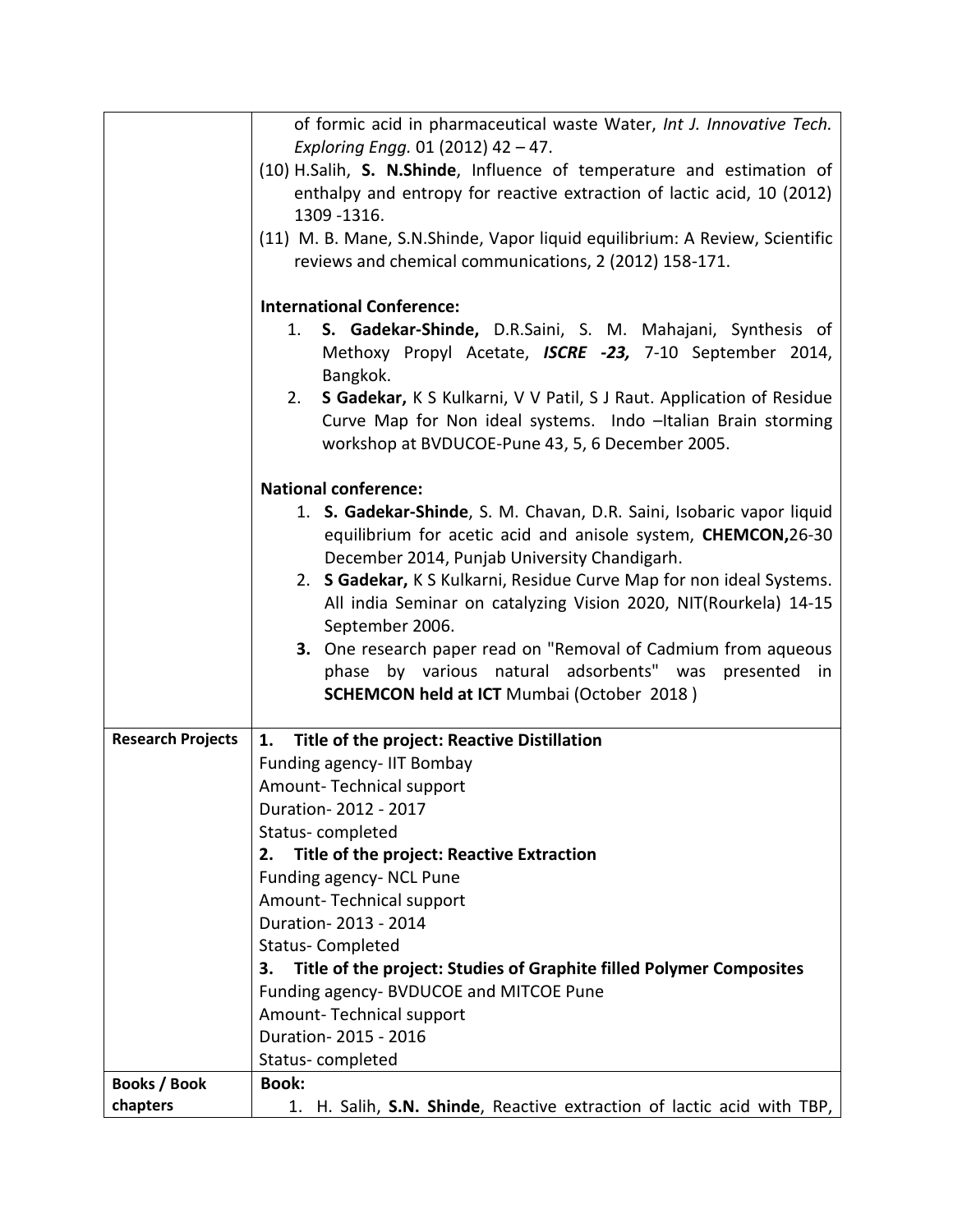| | |
|---|---|
| | of formic acid in pharmaceutical waste Water, *Int J. Innovative Tech. Exploring Engg.* 01 (2012) 42 – 47.<br>(10) H.Salih, **S. N.Shinde**, Influence of temperature and estimation of enthalpy and entropy for reactive extraction of lactic acid, 10 (2012) 1309 -1316.<br>(11) M. B. Mane, S.N.Shinde, Vapor liquid equilibrium: A Review, Scientific reviews and chemical communications, 2 (2012) 158-171.<br><br>**International Conference:**<br>1. **S. Gadekar-Shinde,** D.R.Saini, S. M. Mahajani, Synthesis of Methoxy Propyl Acetate, ***ISCRE -23,*** 7-10 September 2014, Bangkok.<br>2. **S Gadekar,** K S Kulkarni, V V Patil, S J Raut. Application of Residue Curve Map for Non ideal systems. Indo –Italian Brain storming workshop at BVDUCOE-Pune 43, 5, 6 December 2005.<br><br>**National conference:**<br>1. **S. Gadekar-Shinde**, S. M. Chavan, D.R. Saini, Isobaric vapor liquid equilibrium for acetic acid and anisole system, **CHEMCON,**26-30 December 2014, Punjab University Chandigarh.<br>2. **S Gadekar,** K S Kulkarni, Residue Curve Map for non ideal Systems. All india Seminar on catalyzing Vision 2020, NIT(Rourkela) 14-15 September 2006.<br>**3.** One research paper read on "Removal of Cadmium from aqueous phase by various natural adsorbents" was presented in **SCHEMCON held at ICT** Mumbai (October 2018 ) |
| **Research Projects** | **1. Title of the project: Reactive Distillation**<br>Funding agency- IIT Bombay<br>Amount- Technical support<br>Duration- 2012 - 2017<br>Status- completed<br>**2. Title of the project: Reactive Extraction**<br>Funding agency- NCL Pune<br>Amount- Technical support<br>Duration- 2013 - 2014<br>Status- Completed<br>**3. Title of the project: Studies of Graphite filled Polymer Composites**<br>Funding agency- BVDUCOE and MITCOE Pune<br>Amount- Technical support<br>Duration- 2015 - 2016<br>Status- completed |
| **Books / Book chapters** | **Book:**<br>1. H. Salih, **S.N. Shinde**, Reactive extraction of lactic acid with TBP, |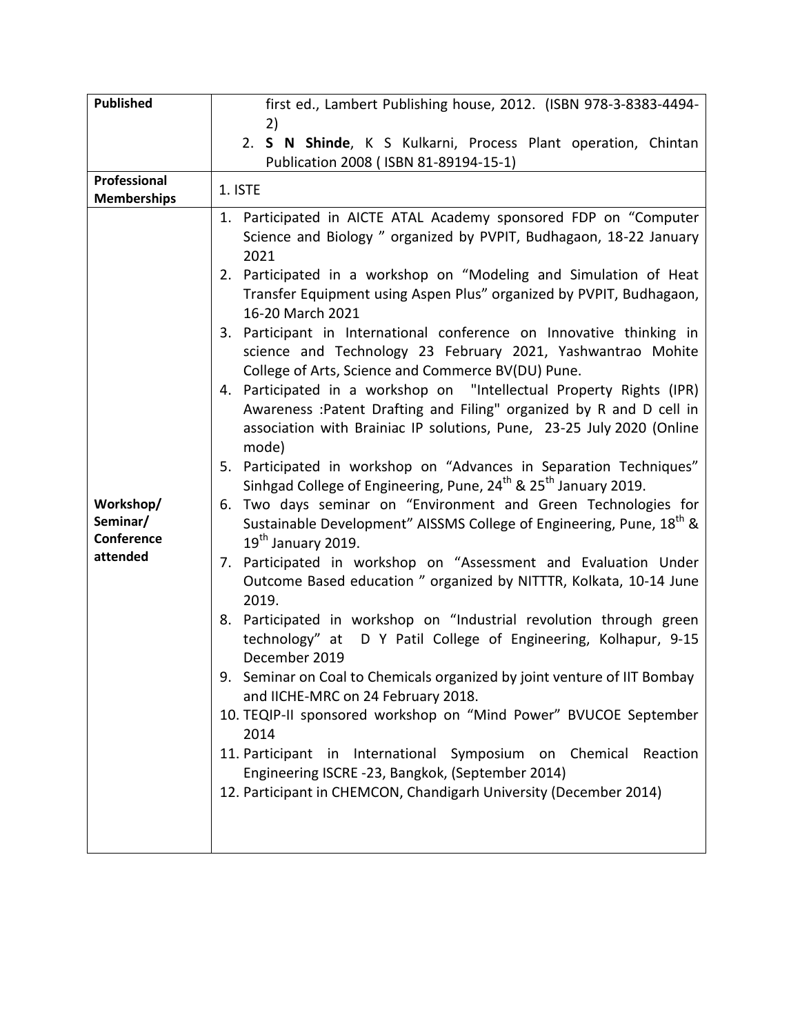| Published | first ed., Lambert Publishing house, 2012. (ISBN 978-3-8383-4494-2)<br>2. **S N Shinde**, K S Kulkarni, Process Plant operation, Chintan Publication 2008 ( ISBN 81-89194-15-1) |
|---|---|
| **Professional Memberships** | 1. ISTE |
| **Workshop/ Seminar/ Conference attended** | 1. Participated in AICTE ATAL Academy sponsored FDP on "Computer Science and Biology " organized by PVPIT, Budhagaon, 18-22 January 2021<br>2. Participated in a workshop on "Modeling and Simulation of Heat Transfer Equipment using Aspen Plus" organized by PVPIT, Budhagaon, 16-20 March 2021<br>3. Participant in International conference on Innovative thinking in science and Technology 23 February 2021, Yashwantrao Mohite College of Arts, Science and Commerce BV(DU) Pune.<br>4. Participated in a workshop on "Intellectual Property Rights (IPR) Awareness :Patent Drafting and Filing" organized by R and D cell in association with Brainiac IP solutions, Pune, 23-25 July 2020 (Online mode)<br>5. Participated in workshop on "Advances in Separation Techniques" Sinhgad College of Engineering, Pune, 24th & 25th January 2019.<br>6. Two days seminar on "Environment and Green Technologies for Sustainable Development" AISSMS College of Engineering, Pune, 18th & 19th January 2019.<br>7. Participated in workshop on "Assessment and Evaluation Under Outcome Based education " organized by NITTTR, Kolkata, 10-14 June 2019.<br>8. Participated in workshop on "Industrial revolution through green technology" at D Y Patil College of Engineering, Kolhapur, 9-15 December 2019<br>9. Seminar on Coal to Chemicals organized by joint venture of IIT Bombay and IICHE-MRC on 24 February 2018.<br>10. TEQIP-II sponsored workshop on "Mind Power" BVUCOE September 2014<br>11. Participant in International Symposium on Chemical Reaction Engineering ISCRE -23, Bangkok, (September 2014)<br>12. Participant in CHEMCON, Chandigarh University (December 2014) |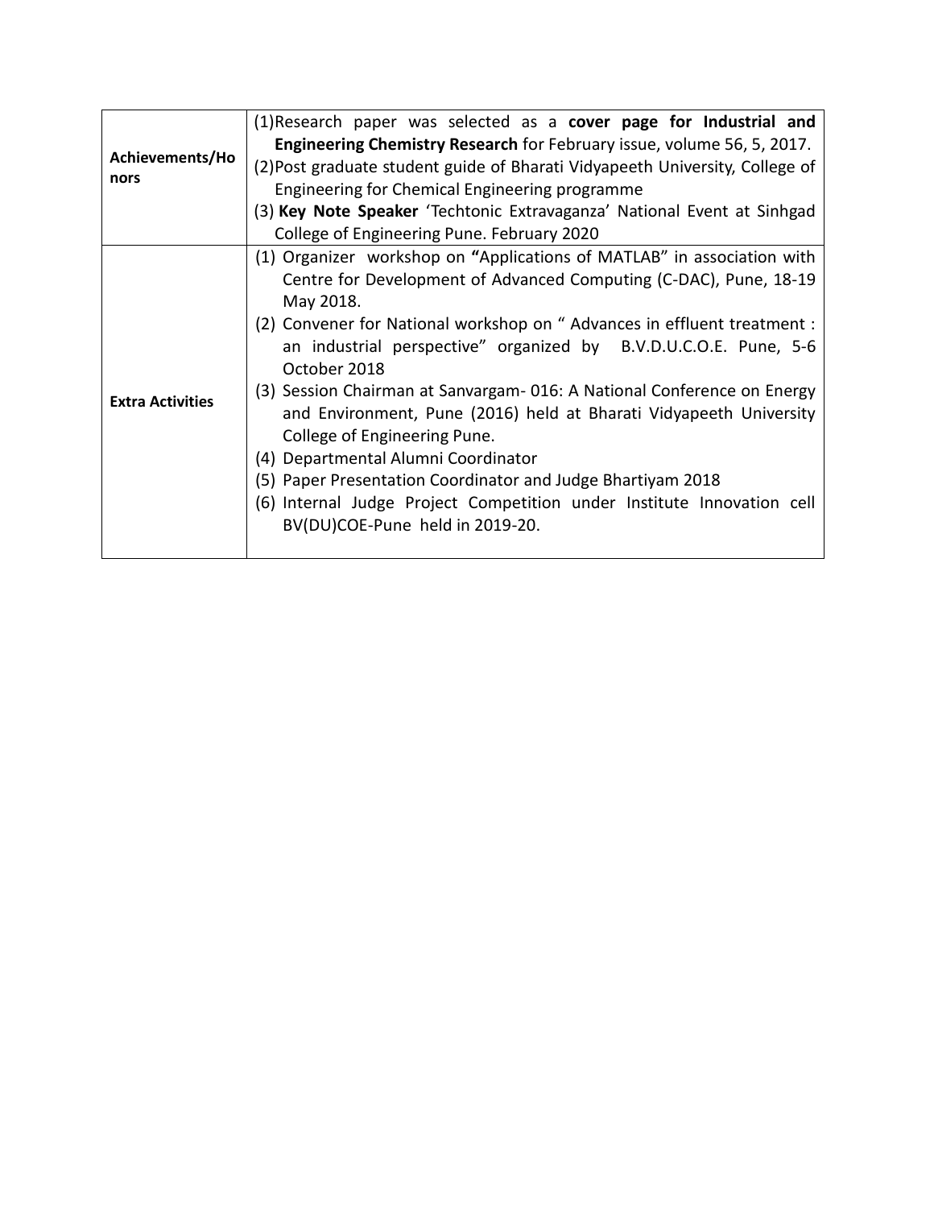| | |
|---|---|
| **Achievements/Honors** | (1)Research paper was selected as a **cover page for Industrial and Engineering Chemistry Research** for February issue, volume 56, 5, 2017.<br>(2)Post graduate student guide of Bharati Vidyapeeth University, College of Engineering for Chemical Engineering programme<br>(3) **Key Note Speaker** 'Techtonic Extravaganza' National Event at Sinhgad College of Engineering Pune. February 2020 |
| **Extra Activities** | (1) Organizer workshop on **"**Applications of MATLAB" in association with Centre for Development of Advanced Computing (C-DAC), Pune, 18-19 May 2018.<br>(2) Convener for National workshop on " Advances in effluent treatment : an industrial perspective" organized by B.V.D.U.C.O.E. Pune, 5-6 October 2018<br>(3) Session Chairman at Sanvargam- 016: A National Conference on Energy and Environment, Pune (2016) held at Bharati Vidyapeeth University College of Engineering Pune.<br>(4) Departmental Alumni Coordinator<br>(5) Paper Presentation Coordinator and Judge Bhartiyam 2018<br>(6) Internal Judge Project Competition under Institute Innovation cell BV(DU)COE-Pune held in 2019-20. |